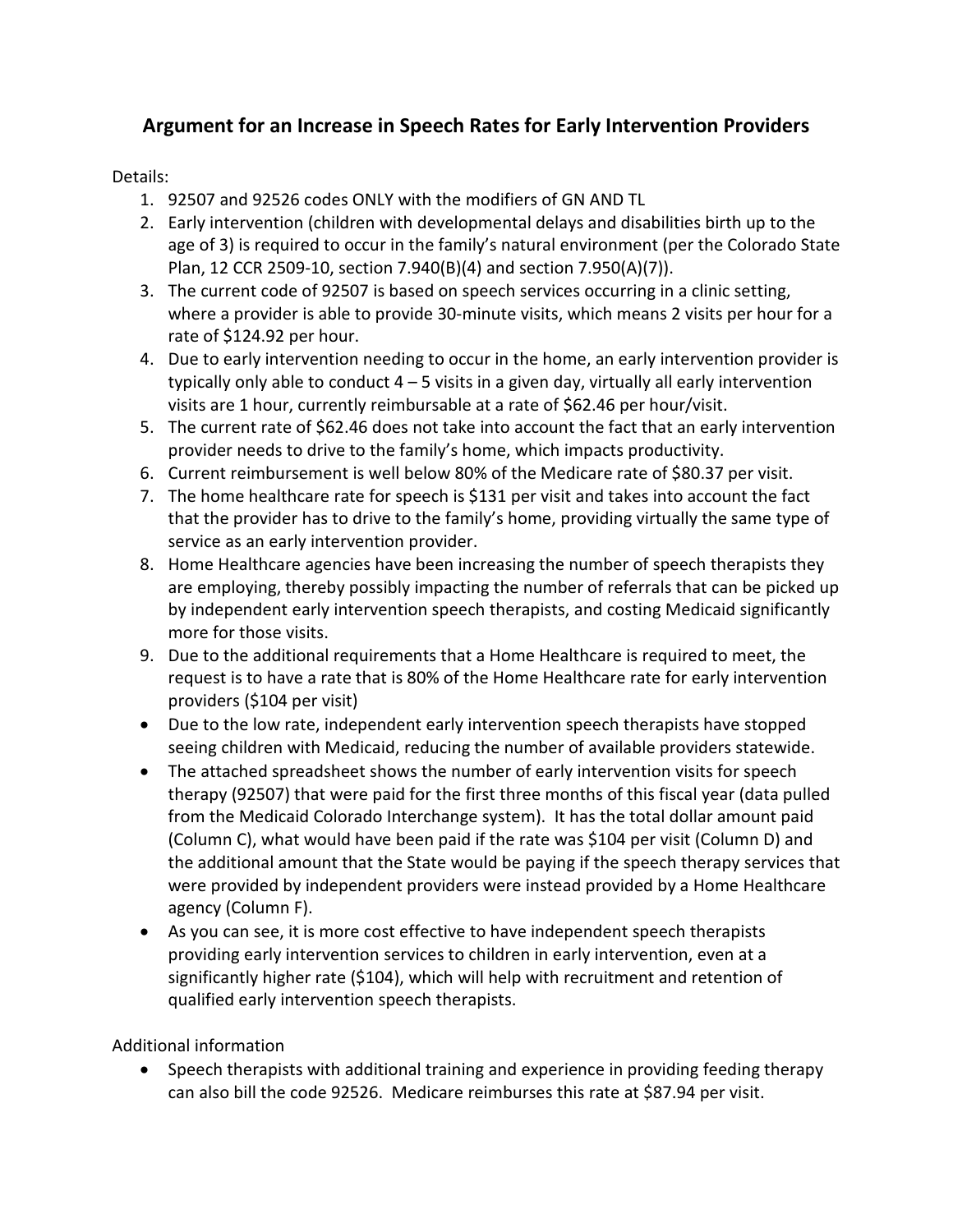# Argument for an Increase in Speech Rates for Early Intervention Providers

Details:

1. 92507 and 92526 codes ONLY with the modifiers of GN AND TL
2. Early intervention (children with developmental delays and disabilities birth up to the age of 3) is required to occur in the family's natural environment (per the Colorado State Plan, 12 CCR 2509-10, section 7.940(B)(4) and section 7.950(A)(7)).
3. The current code of 92507 is based on speech services occurring in a clinic setting, where a provider is able to provide 30-minute visits, which means 2 visits per hour for a rate of $124.92 per hour.
4. Due to early intervention needing to occur in the home, an early intervention provider is typically only able to conduct 4 – 5 visits in a given day, virtually all early intervention visits are 1 hour, currently reimbursable at a rate of $62.46 per hour/visit.
5. The current rate of $62.46 does not take into account the fact that an early intervention provider needs to drive to the family's home, which impacts productivity.
6. Current reimbursement is well below 80% of the Medicare rate of $80.37 per visit.
7. The home healthcare rate for speech is $131 per visit and takes into account the fact that the provider has to drive to the family's home, providing virtually the same type of service as an early intervention provider.
8. Home Healthcare agencies have been increasing the number of speech therapists they are employing, thereby possibly impacting the number of referrals that can be picked up by independent early intervention speech therapists, and costing Medicaid significantly more for those visits.
9. Due to the additional requirements that a Home Healthcare is required to meet, the request is to have a rate that is 80% of the Home Healthcare rate for early intervention providers ($104 per visit)

- Due to the low rate, independent early intervention speech therapists have stopped seeing children with Medicaid, reducing the number of available providers statewide.
- The attached spreadsheet shows the number of early intervention visits for speech therapy (92507) that were paid for the first three months of this fiscal year (data pulled from the Medicaid Colorado Interchange system). It has the total dollar amount paid (Column C), what would have been paid if the rate was $104 per visit (Column D) and the additional amount that the State would be paying if the speech therapy services that were provided by independent providers were instead provided by a Home Healthcare agency (Column F).
- As you can see, it is more cost effective to have independent speech therapists providing early intervention services to children in early intervention, even at a significantly higher rate ($104), which will help with recruitment and retention of qualified early intervention speech therapists.

Additional information

- Speech therapists with additional training and experience in providing feeding therapy can also bill the code 92526. Medicare reimburses this rate at $87.94 per visit.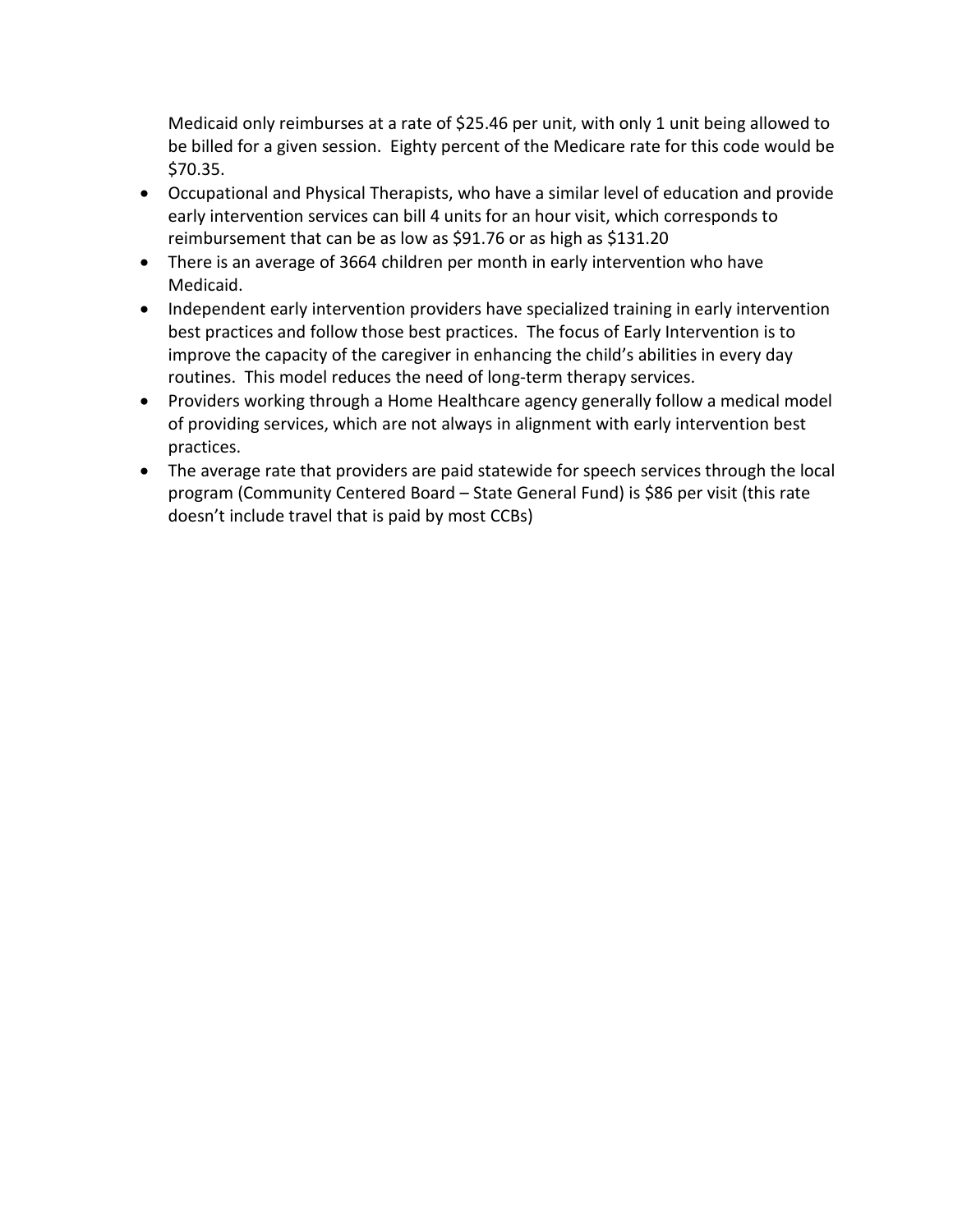Medicaid only reimburses at a rate of $25.46 per unit, with only 1 unit being allowed to be billed for a given session. Eighty percent of the Medicare rate for this code would be $70.35.

- Occupational and Physical Therapists, who have a similar level of education and provide early intervention services can bill 4 units for an hour visit, which corresponds to reimbursement that can be as low as $91.76 or as high as $131.20
- There is an average of 3664 children per month in early intervention who have Medicaid.
- Independent early intervention providers have specialized training in early intervention best practices and follow those best practices. The focus of Early Intervention is to improve the capacity of the caregiver in enhancing the child's abilities in every day routines. This model reduces the need of long-term therapy services.
- Providers working through a Home Healthcare agency generally follow a medical model of providing services, which are not always in alignment with early intervention best practices.
- The average rate that providers are paid statewide for speech services through the local program (Community Centered Board – State General Fund) is $86 per visit (this rate doesn't include travel that is paid by most CCBs)